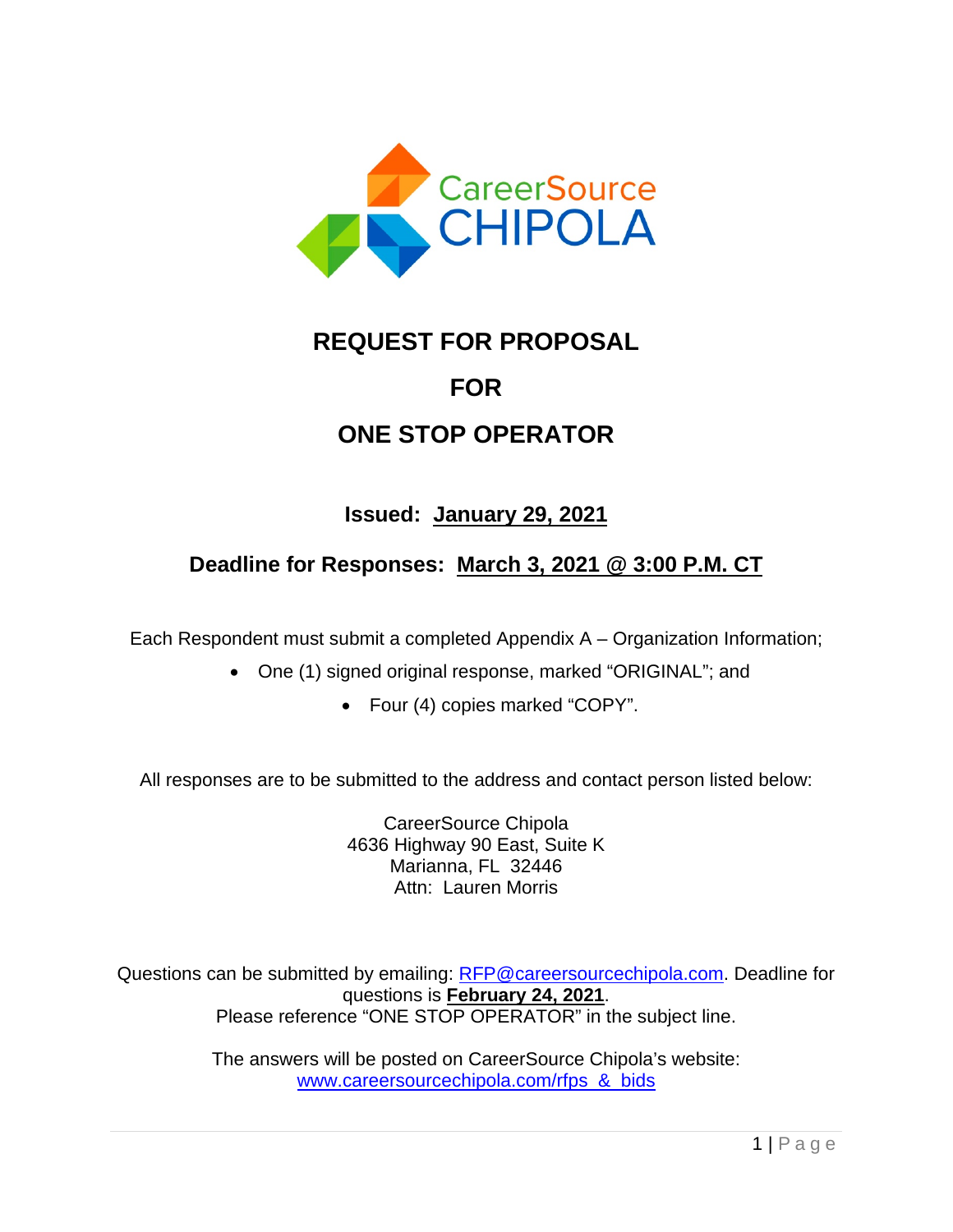CareerSource CHIPOLA

# REQUEST FOR PROPOSAL

# FOR

# ONE STOP OPERATOR

**Issued: January 29, 2021**

**Deadline for Responses: March 3, 2021 @ 3:00 P.M. CT**

Each Respondent must submit a completed Appendix A – Organization Information;

- One (1) signed original response, marked "ORIGINAL"; and
    - Four (4) copies marked "COPY".

All responses are to be submitted to the address and contact person listed below:

CareerSource Chipola
4636 Highway 90 East, Suite K
Marianna, FL 32446
Attn: Lauren Morris

Questions can be submitted by emailing: RFP@careersourcechipola.com. Deadline for questions is **February 24, 2021**.
Please reference "ONE STOP OPERATOR" in the subject line.

The answers will be posted on CareerSource Chipola's website:
www.careersourcechipola.com/rfps_&_bids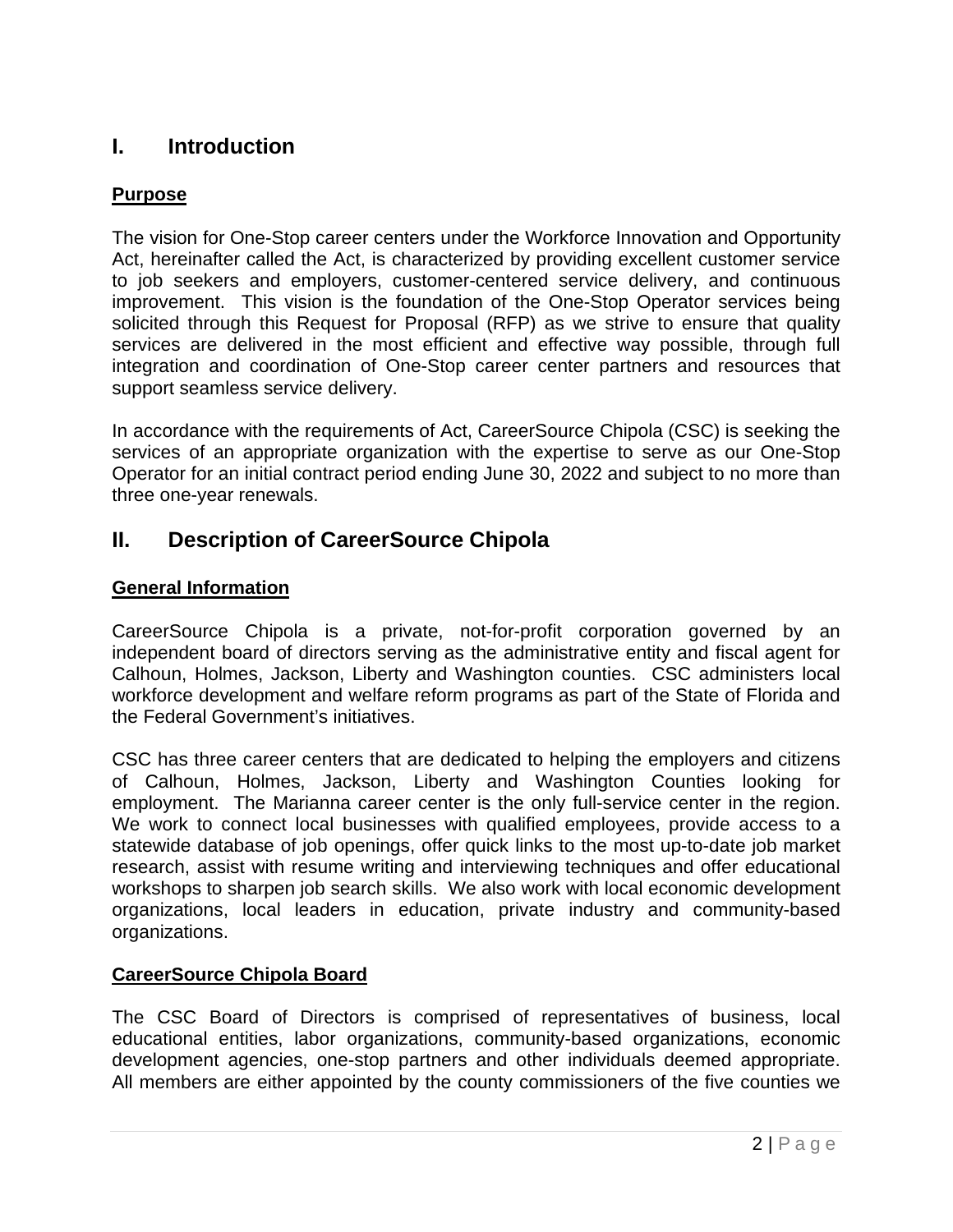## I. Introduction

**Purpose**

The vision for One-Stop career centers under the Workforce Innovation and Opportunity Act, hereinafter called the Act, is characterized by providing excellent customer service to job seekers and employers, customer-centered service delivery, and continuous improvement. This vision is the foundation of the One-Stop Operator services being solicited through this Request for Proposal (RFP) as we strive to ensure that quality services are delivered in the most efficient and effective way possible, through full integration and coordination of One-Stop career center partners and resources that support seamless service delivery.

In accordance with the requirements of Act, CareerSource Chipola (CSC) is seeking the services of an appropriate organization with the expertise to serve as our One-Stop Operator for an initial contract period ending June 30, 2022 and subject to no more than three one-year renewals.

## II. Description of CareerSource Chipola

**General Information**

CareerSource Chipola is a private, not-for-profit corporation governed by an independent board of directors serving as the administrative entity and fiscal agent for Calhoun, Holmes, Jackson, Liberty and Washington counties. CSC administers local workforce development and welfare reform programs as part of the State of Florida and the Federal Government's initiatives.

CSC has three career centers that are dedicated to helping the employers and citizens of Calhoun, Holmes, Jackson, Liberty and Washington Counties looking for employment. The Marianna career center is the only full-service center in the region. We work to connect local businesses with qualified employees, provide access to a statewide database of job openings, offer quick links to the most up-to-date job market research, assist with resume writing and interviewing techniques and offer educational workshops to sharpen job search skills. We also work with local economic development organizations, local leaders in education, private industry and community-based organizations.

**CareerSource Chipola Board**

The CSC Board of Directors is comprised of representatives of business, local educational entities, labor organizations, community-based organizations, economic development agencies, one-stop partners and other individuals deemed appropriate. All members are either appointed by the county commissioners of the five counties we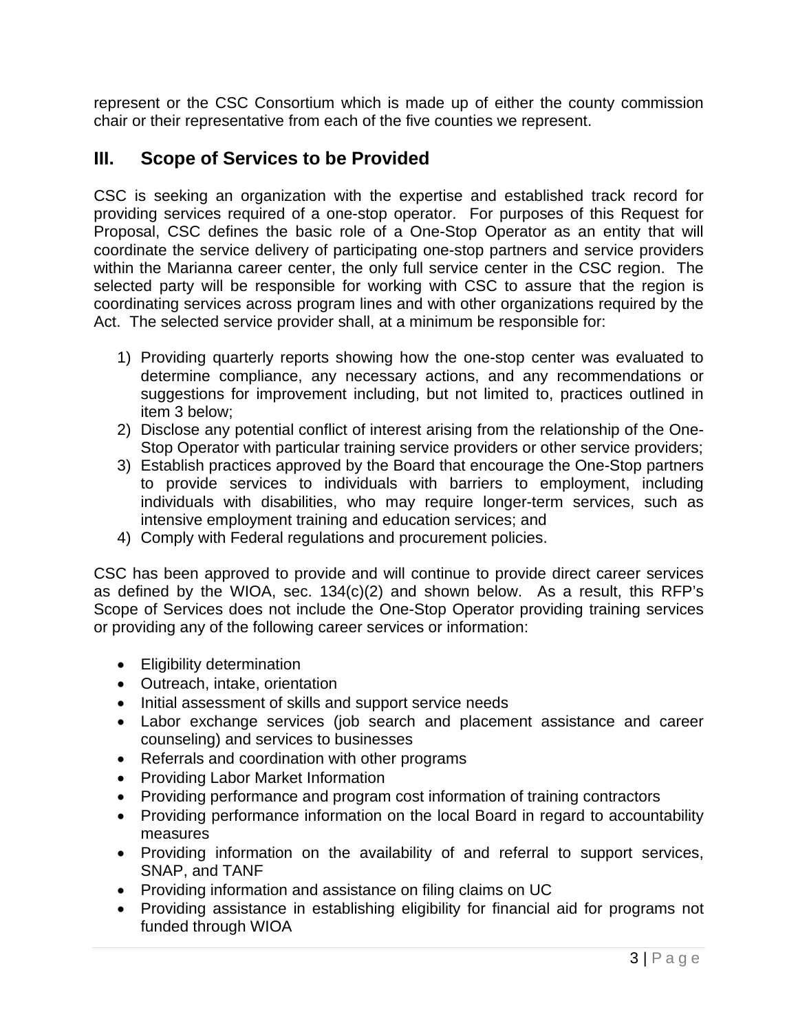represent or the CSC Consortium which is made up of either the county commission chair or their representative from each of the five counties we represent.

## III. Scope of Services to be Provided

CSC is seeking an organization with the expertise and established track record for providing services required of a one-stop operator. For purposes of this Request for Proposal, CSC defines the basic role of a One-Stop Operator as an entity that will coordinate the service delivery of participating one-stop partners and service providers within the Marianna career center, the only full service center in the CSC region. The selected party will be responsible for working with CSC to assure that the region is coordinating services across program lines and with other organizations required by the Act. The selected service provider shall, at a minimum be responsible for:

1) Providing quarterly reports showing how the one-stop center was evaluated to determine compliance, any necessary actions, and any recommendations or suggestions for improvement including, but not limited to, practices outlined in item 3 below;
2) Disclose any potential conflict of interest arising from the relationship of the One-Stop Operator with particular training service providers or other service providers;
3) Establish practices approved by the Board that encourage the One-Stop partners to provide services to individuals with barriers to employment, including individuals with disabilities, who may require longer-term services, such as intensive employment training and education services; and
4) Comply with Federal regulations and procurement policies.

CSC has been approved to provide and will continue to provide direct career services as defined by the WIOA, sec. 134(c)(2) and shown below. As a result, this RFP's Scope of Services does not include the One-Stop Operator providing training services or providing any of the following career services or information:

- Eligibility determination
- Outreach, intake, orientation
- Initial assessment of skills and support service needs
- Labor exchange services (job search and placement assistance and career counseling) and services to businesses
- Referrals and coordination with other programs
- Providing Labor Market Information
- Providing performance and program cost information of training contractors
- Providing performance information on the local Board in regard to accountability measures
- Providing information on the availability of and referral to support services, SNAP, and TANF
- Providing information and assistance on filing claims on UC
- Providing assistance in establishing eligibility for financial aid for programs not funded through WIOA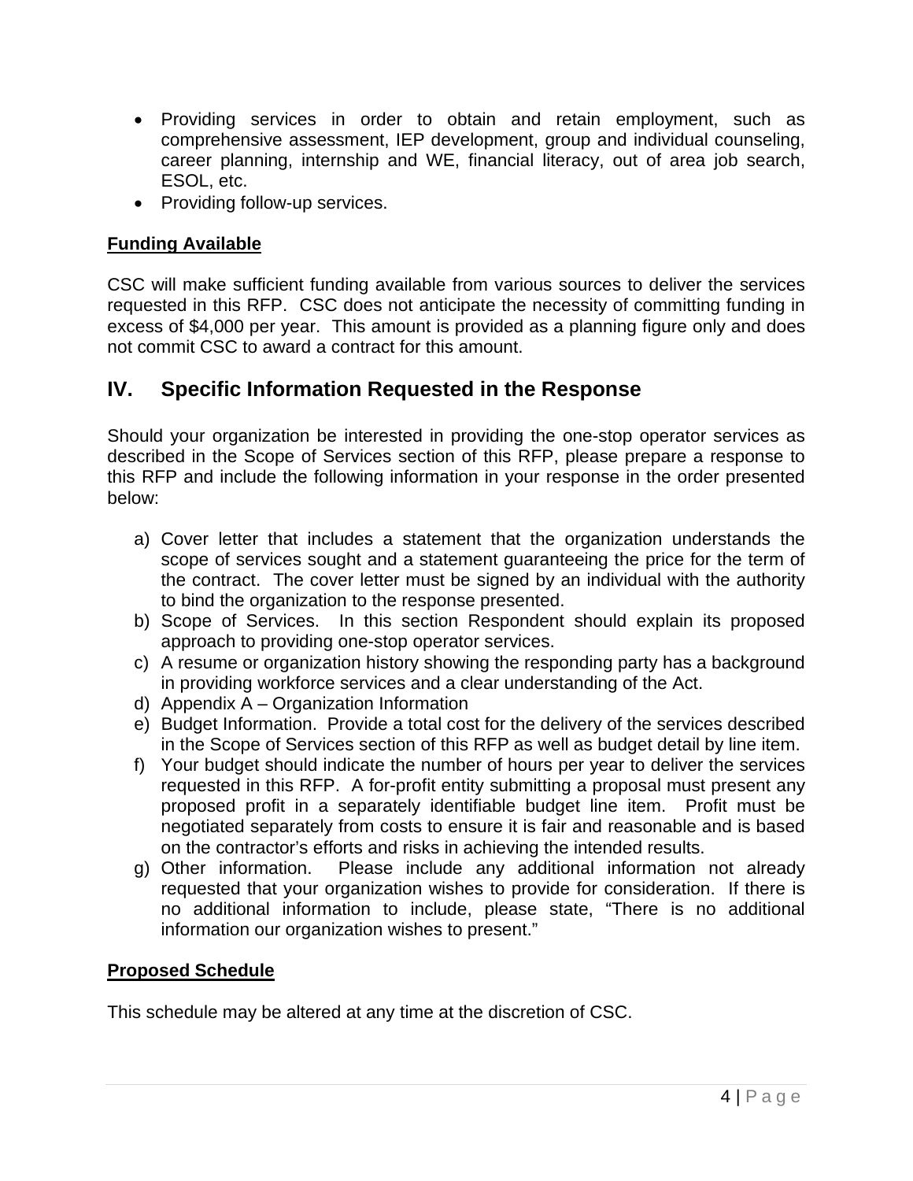- Providing services in order to obtain and retain employment, such as comprehensive assessment, IEP development, group and individual counseling, career planning, internship and WE, financial literacy, out of area job search, ESOL, etc.
- Providing follow-up services.

**Funding Available**

CSC will make sufficient funding available from various sources to deliver the services requested in this RFP. CSC does not anticipate the necessity of committing funding in excess of $4,000 per year. This amount is provided as a planning figure only and does not commit CSC to award a contract for this amount.

## IV. Specific Information Requested in the Response

Should your organization be interested in providing the one-stop operator services as described in the Scope of Services section of this RFP, please prepare a response to this RFP and include the following information in your response in the order presented below:

a) Cover letter that includes a statement that the organization understands the scope of services sought and a statement guaranteeing the price for the term of the contract. The cover letter must be signed by an individual with the authority to bind the organization to the response presented.
b) Scope of Services. In this section Respondent should explain its proposed approach to providing one-stop operator services.
c) A resume or organization history showing the responding party has a background in providing workforce services and a clear understanding of the Act.
d) Appendix A – Organization Information
e) Budget Information. Provide a total cost for the delivery of the services described in the Scope of Services section of this RFP as well as budget detail by line item.
f) Your budget should indicate the number of hours per year to deliver the services requested in this RFP. A for-profit entity submitting a proposal must present any proposed profit in a separately identifiable budget line item. Profit must be negotiated separately from costs to ensure it is fair and reasonable and is based on the contractor's efforts and risks in achieving the intended results.
g) Other information. Please include any additional information not already requested that your organization wishes to provide for consideration. If there is no additional information to include, please state, "There is no additional information our organization wishes to present."

**Proposed Schedule**

This schedule may be altered at any time at the discretion of CSC.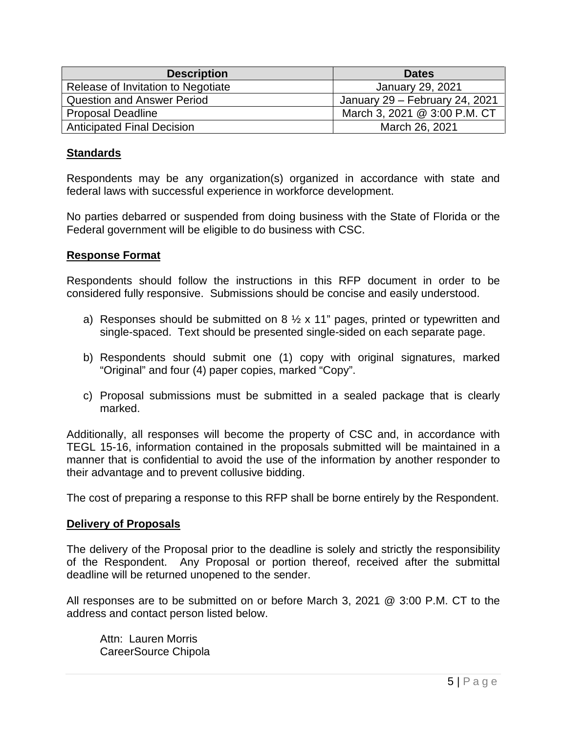| Description | Dates |
|---|---|
| Release of Invitation to Negotiate | January 29, 2021 |
| Question and Answer Period | January 29 – February 24, 2021 |
| Proposal Deadline | March 3, 2021 @ 3:00 P.M. CT |
| Anticipated Final Decision | March 26, 2021 |

**Standards**

Respondents may be any organization(s) organized in accordance with state and federal laws with successful experience in workforce development.

No parties debarred or suspended from doing business with the State of Florida or the Federal government will be eligible to do business with CSC.

**Response Format**

Respondents should follow the instructions in this RFP document in order to be considered fully responsive. Submissions should be concise and easily understood.

a) Responses should be submitted on 8 ½ x 11" pages, printed or typewritten and single-spaced. Text should be presented single-sided on each separate page.

b) Respondents should submit one (1) copy with original signatures, marked "Original" and four (4) paper copies, marked "Copy".

c) Proposal submissions must be submitted in a sealed package that is clearly marked.

Additionally, all responses will become the property of CSC and, in accordance with TEGL 15-16, information contained in the proposals submitted will be maintained in a manner that is confidential to avoid the use of the information by another responder to their advantage and to prevent collusive bidding.

The cost of preparing a response to this RFP shall be borne entirely by the Respondent.

**Delivery of Proposals**

The delivery of the Proposal prior to the deadline is solely and strictly the responsibility of the Respondent. Any Proposal or portion thereof, received after the submittal deadline will be returned unopened to the sender.

All responses are to be submitted on or before March 3, 2021 @ 3:00 P.M. CT to the address and contact person listed below.

Attn: Lauren Morris
CareerSource Chipola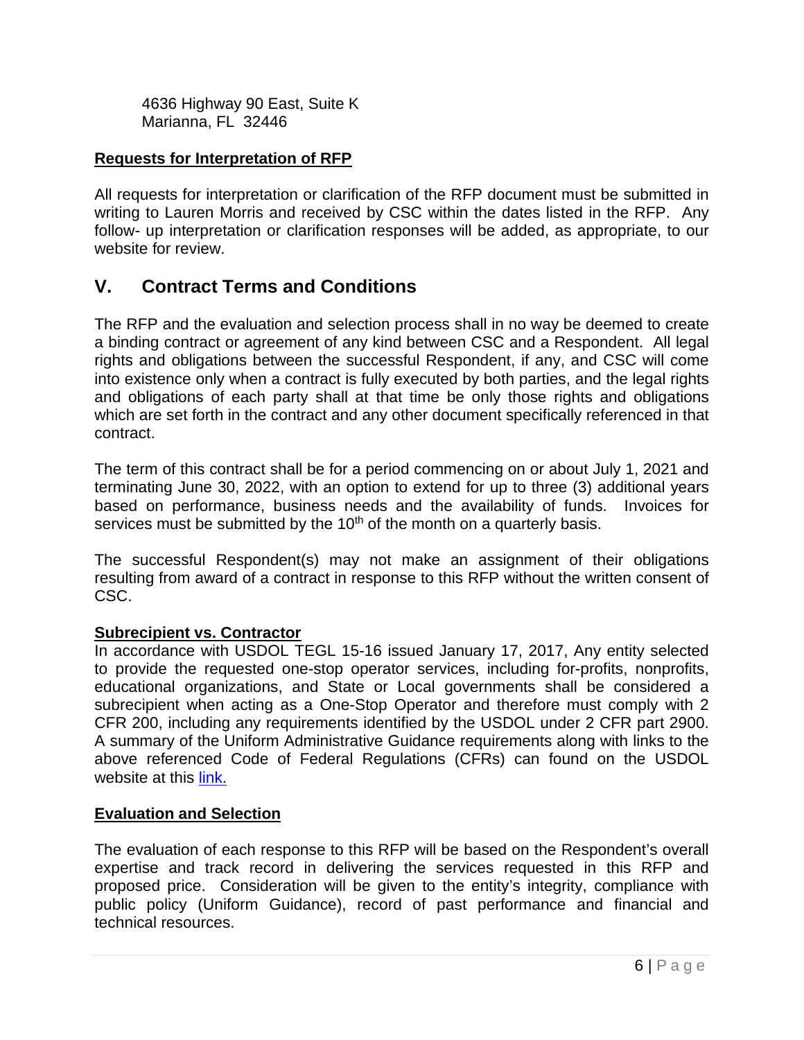4636 Highway 90 East, Suite K
Marianna, FL 32446

**Requests for Interpretation of RFP**

All requests for interpretation or clarification of the RFP document must be submitted in writing to Lauren Morris and received by CSC within the dates listed in the RFP. Any follow- up interpretation or clarification responses will be added, as appropriate, to our website for review.

## V. Contract Terms and Conditions

The RFP and the evaluation and selection process shall in no way be deemed to create a binding contract or agreement of any kind between CSC and a Respondent. All legal rights and obligations between the successful Respondent, if any, and CSC will come into existence only when a contract is fully executed by both parties, and the legal rights and obligations of each party shall at that time be only those rights and obligations which are set forth in the contract and any other document specifically referenced in that contract.

The term of this contract shall be for a period commencing on or about July 1, 2021 and terminating June 30, 2022, with an option to extend for up to three (3) additional years based on performance, business needs and the availability of funds. Invoices for services must be submitted by the 10th of the month on a quarterly basis.

The successful Respondent(s) may not make an assignment of their obligations resulting from award of a contract in response to this RFP without the written consent of CSC.

**Subrecipient vs. Contractor**

In accordance with USDOL TEGL 15-16 issued January 17, 2017, Any entity selected to provide the requested one-stop operator services, including for-profits, nonprofits, educational organizations, and State or Local governments shall be considered a subrecipient when acting as a One-Stop Operator and therefore must comply with 2 CFR 200, including any requirements identified by the USDOL under 2 CFR part 2900. A summary of the Uniform Administrative Guidance requirements along with links to the above referenced Code of Federal Regulations (CFRs) can found on the USDOL website at this link.

**Evaluation and Selection**

The evaluation of each response to this RFP will be based on the Respondent's overall expertise and track record in delivering the services requested in this RFP and proposed price. Consideration will be given to the entity's integrity, compliance with public policy (Uniform Guidance), record of past performance and financial and technical resources.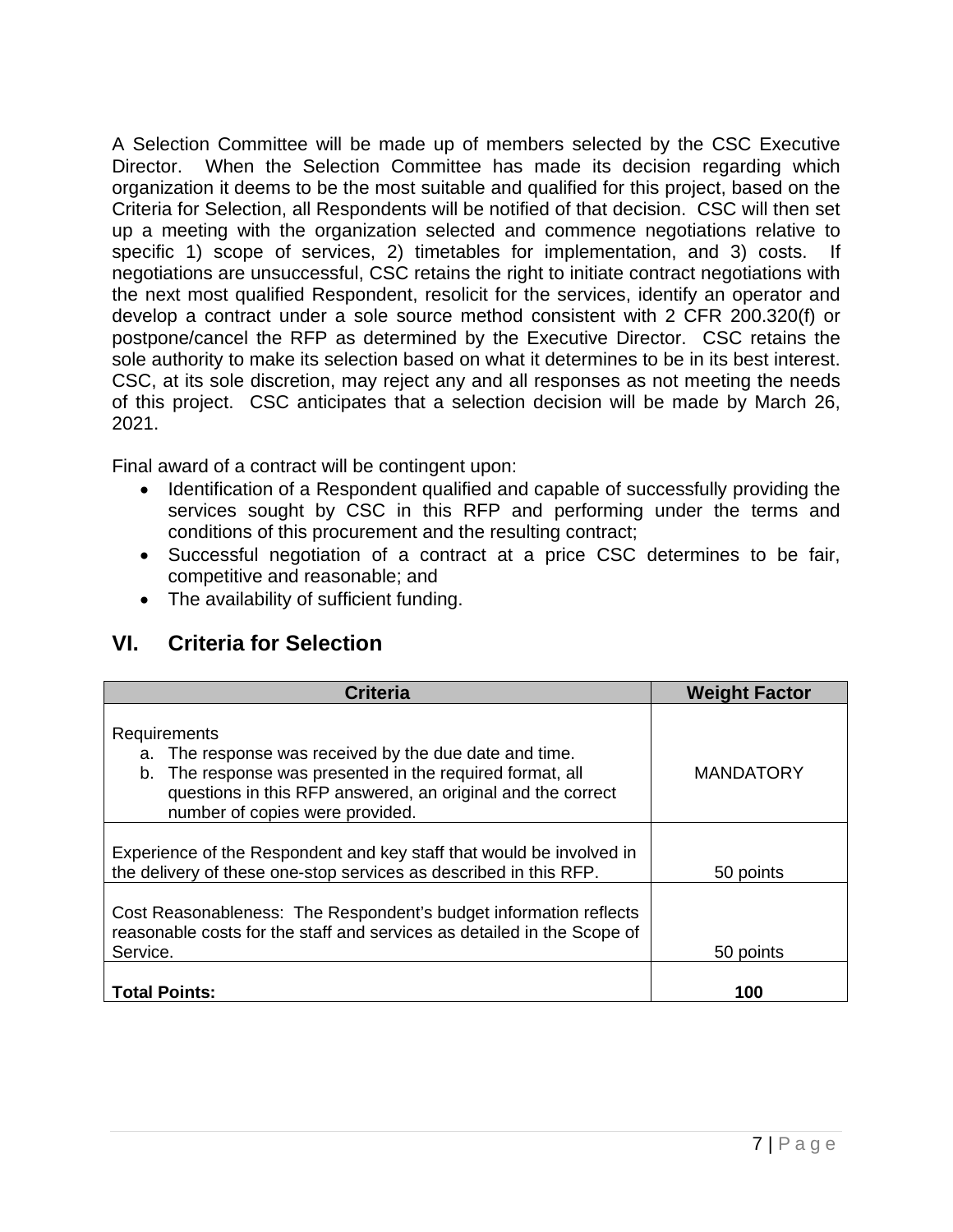A Selection Committee will be made up of members selected by the CSC Executive Director. When the Selection Committee has made its decision regarding which organization it deems to be the most suitable and qualified for this project, based on the Criteria for Selection, all Respondents will be notified of that decision. CSC will then set up a meeting with the organization selected and commence negotiations relative to specific 1) scope of services, 2) timetables for implementation, and 3) costs. If negotiations are unsuccessful, CSC retains the right to initiate contract negotiations with the next most qualified Respondent, resolicit for the services, identify an operator and develop a contract under a sole source method consistent with 2 CFR 200.320(f) or postpone/cancel the RFP as determined by the Executive Director. CSC retains the sole authority to make its selection based on what it determines to be in its best interest. CSC, at its sole discretion, may reject any and all responses as not meeting the needs of this project. CSC anticipates that a selection decision will be made by March 26, 2021.

Final award of a contract will be contingent upon:

- Identification of a Respondent qualified and capable of successfully providing the services sought by CSC in this RFP and performing under the terms and conditions of this procurement and the resulting contract;
- Successful negotiation of a contract at a price CSC determines to be fair, competitive and reasonable; and
- The availability of sufficient funding.

## VI. Criteria for Selection

| Criteria | Weight Factor |
|---|---|
| Requirements<br>a. The response was received by the due date and time.<br>b. The response was presented in the required format, all questions in this RFP answered, an original and the correct number of copies were provided. | MANDATORY |
| Experience of the Respondent and key staff that would be involved in the delivery of these one-stop services as described in this RFP. | 50 points |
| Cost Reasonableness: The Respondent's budget information reflects reasonable costs for the staff and services as detailed in the Scope of Service. | 50 points |
| **Total Points:** | **100** |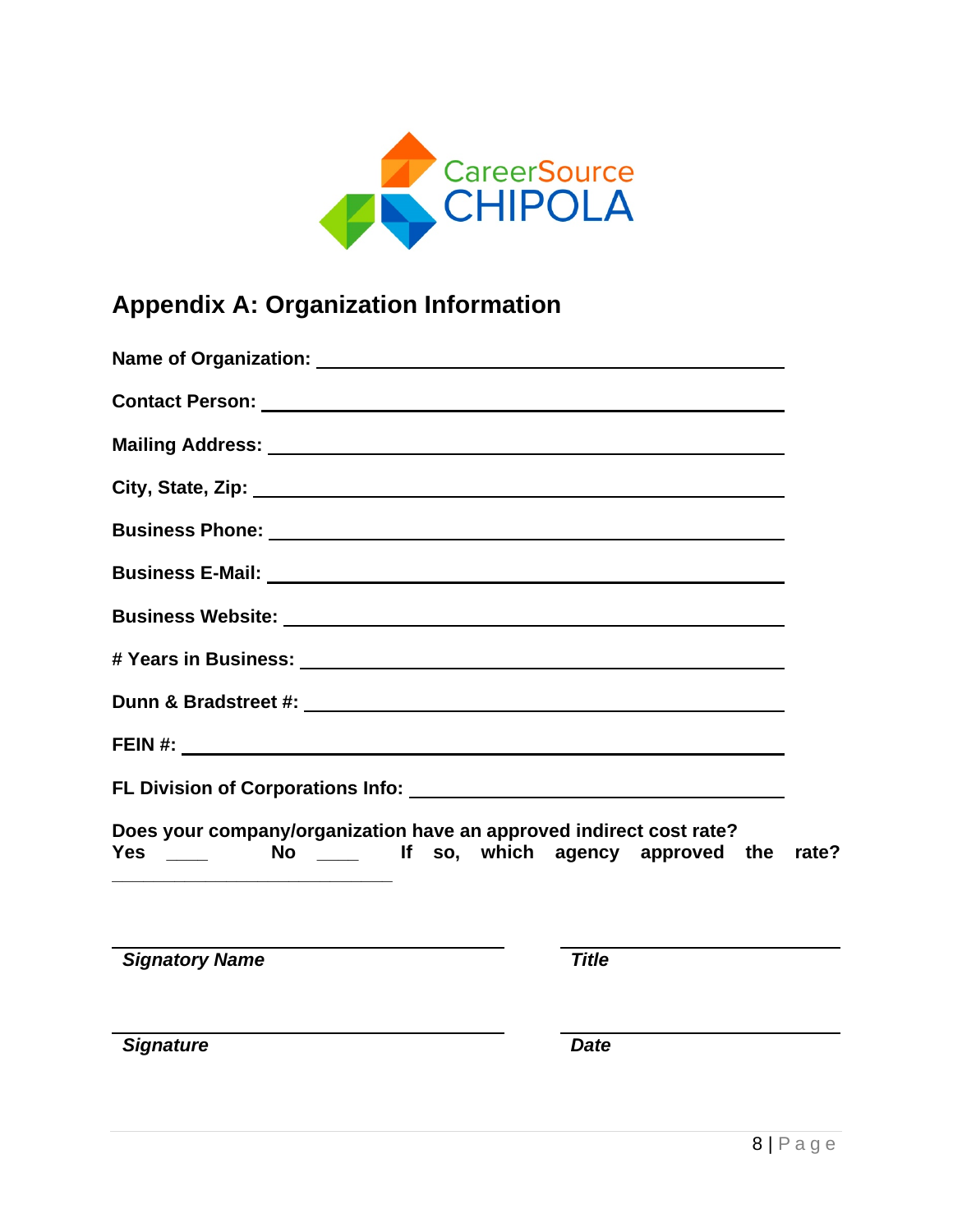CareerSource CHIPOLA

## Appendix A: Organization Information

**Name of Organization:** ______________________________________________

**Contact Person:** ______________________________________________

**Mailing Address:** ______________________________________________

**City, State, Zip:** ______________________________________________

**Business Phone:** ______________________________________________

**Business E-Mail:** ______________________________________________

**Business Website:** ______________________________________________

**# Years in Business:** ______________________________________________

**Dunn & Bradstreet #:** ______________________________________________

**FEIN #:** ______________________________________________

**FL Division of Corporations Info:** ______________________________________

**Does your company/organization have an approved indirect cost rate?**
**Yes** ____ **No** ____ **If so, which agency approved the rate?**
____________________________

| | |
|---|---|
| ______________________________ | ______________________ |
| ***Signatory Name*** | ***Title*** |
| ______________________________ | ______________________ |
| ***Signature*** | ***Date*** |